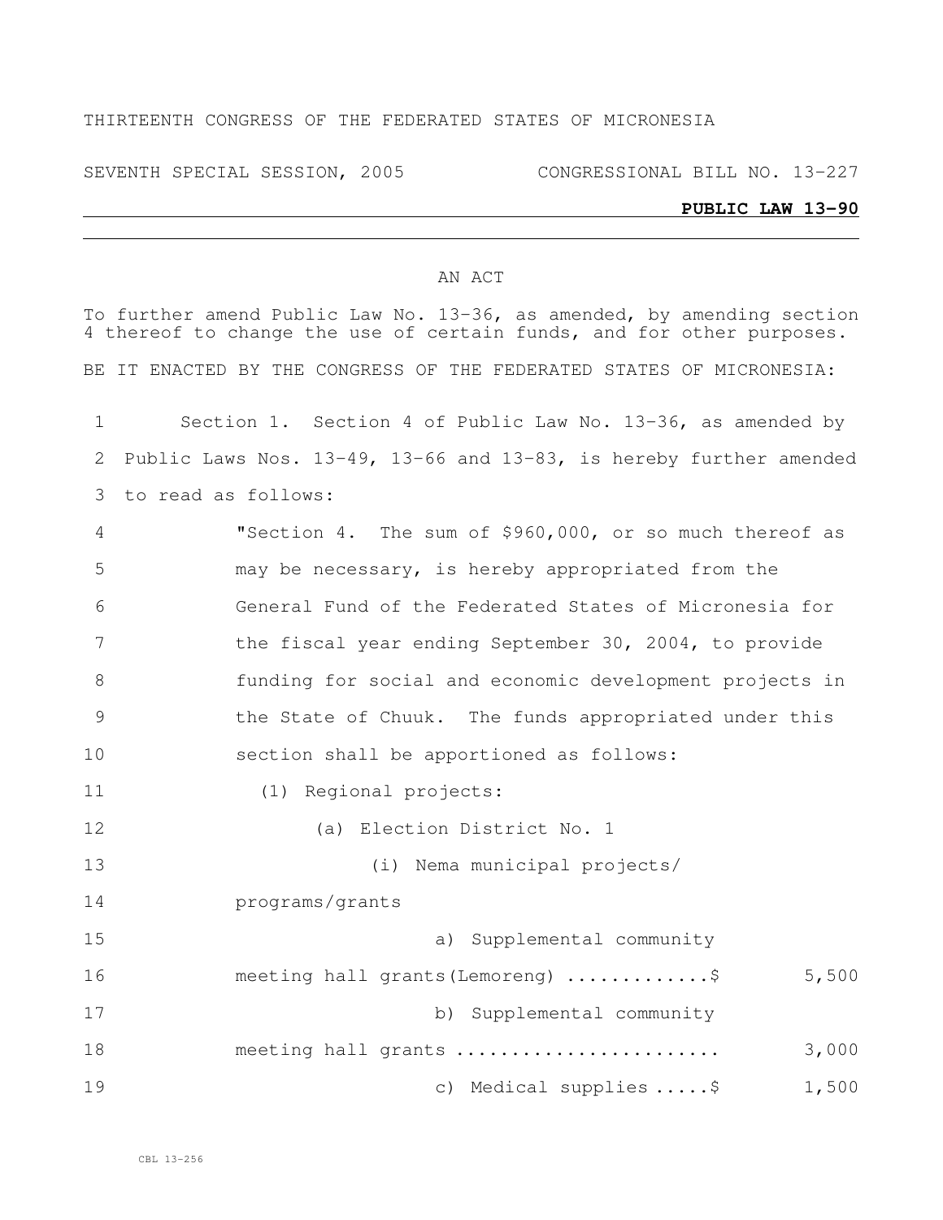THIRTEENTH CONGRESS OF THE FEDERATED STATES OF MICRONESIA

SEVENTH SPECIAL SESSION, 2005 CONGRESSIONAL BILL NO. 13-227

**PUBLIC LAW 13-90**

AN ACT

To further amend Public Law No. 13-36, as amended, by amending section 4 thereof to change the use of certain funds, and for other purposes.

BE IT ENACTED BY THE CONGRESS OF THE FEDERATED STATES OF MICRONESIA:

Section 1. Section 4 of Public Law No. 13-36, as amended by Public Laws Nos. 13-49, 13-66 and 13-83, is hereby further amended to read as follows:

"Section 4. The sum of $960,000, or so much thereof as may be necessary, is hereby appropriated from the General Fund of the Federated States of Micronesia for the fiscal year ending September 30, 2004, to provide funding for social and economic development projects in the State of Chuuk. The funds appropriated under this section shall be apportioned as follows:

(1) Regional projects:

(a) Election District No. 1

(i) Nema municipal projects/programs/grants

a) Supplemental community meeting hall grants (Lemoreng) .............$ 5,500

b) Supplemental community meeting hall grants ........................ 3,000

c) Medical supplies .....$ 1,500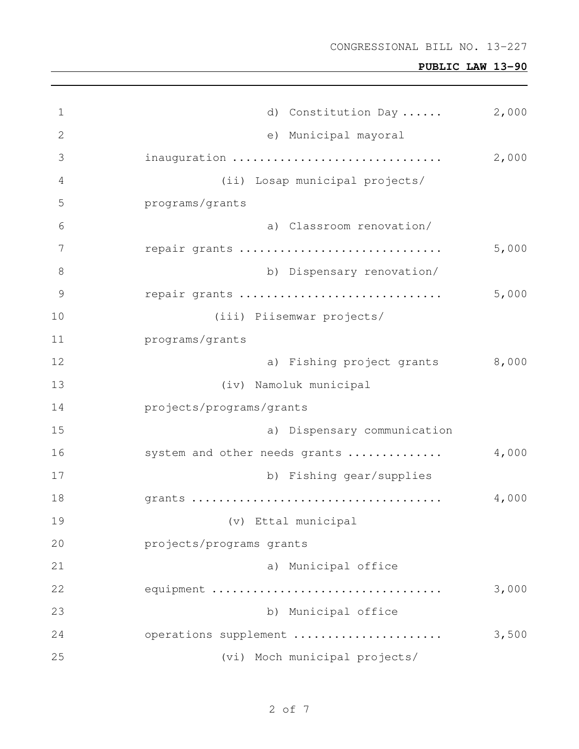d) Constitution Day ...... 2,000

e) Municipal mayoral inauguration .............................. 2,000

(ii) Losap municipal projects/programs/grants

a) Classroom renovation/repair grants ............................. 5,000

b) Dispensary renovation/repair grants ............................. 5,000

(iii) Piisemwar projects/programs/grants

a) Fishing project grants 8,000

(iv) Namoluk municipal projects/programs/grants

a) Dispensary communication system and other needs grants .............. 4,000

b) Fishing gear/supplies grants .................................... 4,000

(v) Ettal municipal projects/programs grants

a) Municipal office equipment ................................. 3,000

b) Municipal office operations supplement ..................... 3,500

(vi) Moch municipal projects/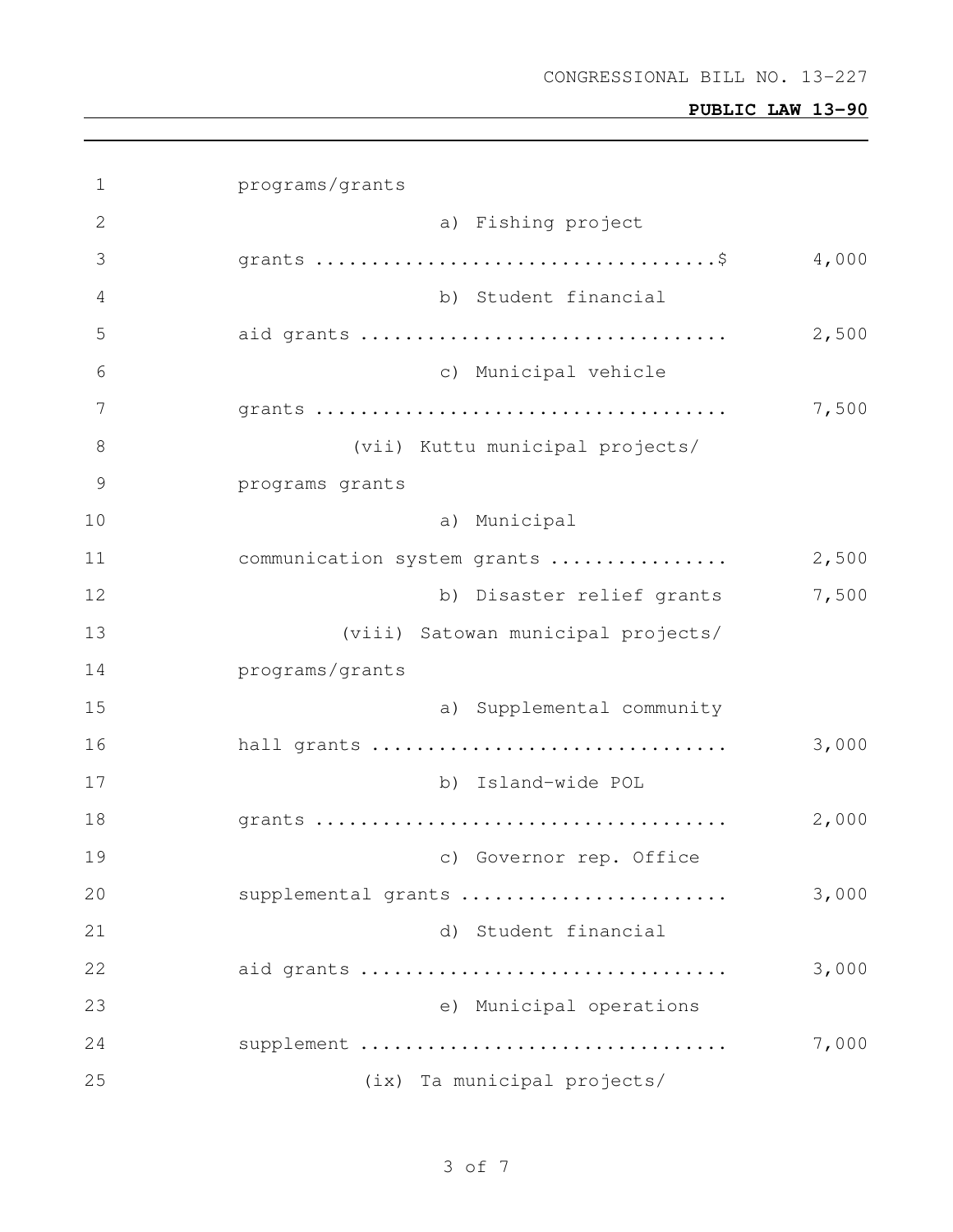programs/grants

a) Fishing project grants ....................................$ 4,000

b) Student financial aid grants ................................ 2,500

c) Municipal vehicle grants .................................... 7,500

(vii) Kuttu municipal projects/ programs grants

a) Municipal communication system grants ................ 2,500

b) Disaster relief grants 7,500

(viii) Satowan municipal projects/ programs/grants

a) Supplemental community hall grants ............................... 3,000

b) Island-wide POL grants .................................... 2,000

c) Governor rep. Office supplemental grants ........................ 3,000

d) Student financial aid grants ................................ 3,000

e) Municipal operations supplement ................................ 7,000

(ix) Ta municipal projects/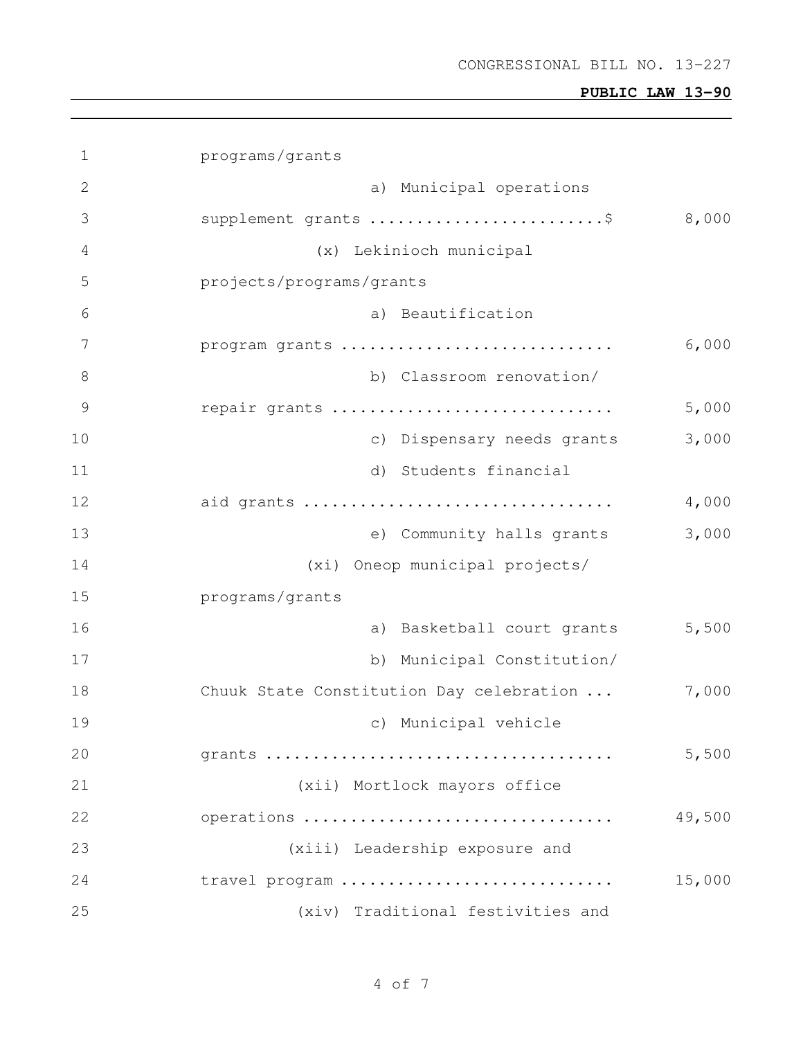programs/grants

a) Municipal operations supplement grants ........................$ 8,000

(x) Lekinioch municipal projects/programs/grants

a) Beautification program grants ............................ 6,000

b) Classroom renovation/ repair grants ............................. 5,000

c) Dispensary needs grants 3,000

d) Students financial aid grants ................................ 4,000

e) Community halls grants 3,000

(xi) Oneop municipal projects/ programs/grants

a) Basketball court grants 5,500

b) Municipal Constitution/ Chuuk State Constitution Day celebration ... 7,000

c) Municipal vehicle grants .................................... 5,500

(xii) Mortlock mayors office operations ................................ 49,500

(xiii) Leadership exposure and travel program ............................ 15,000

(xiv) Traditional festivities and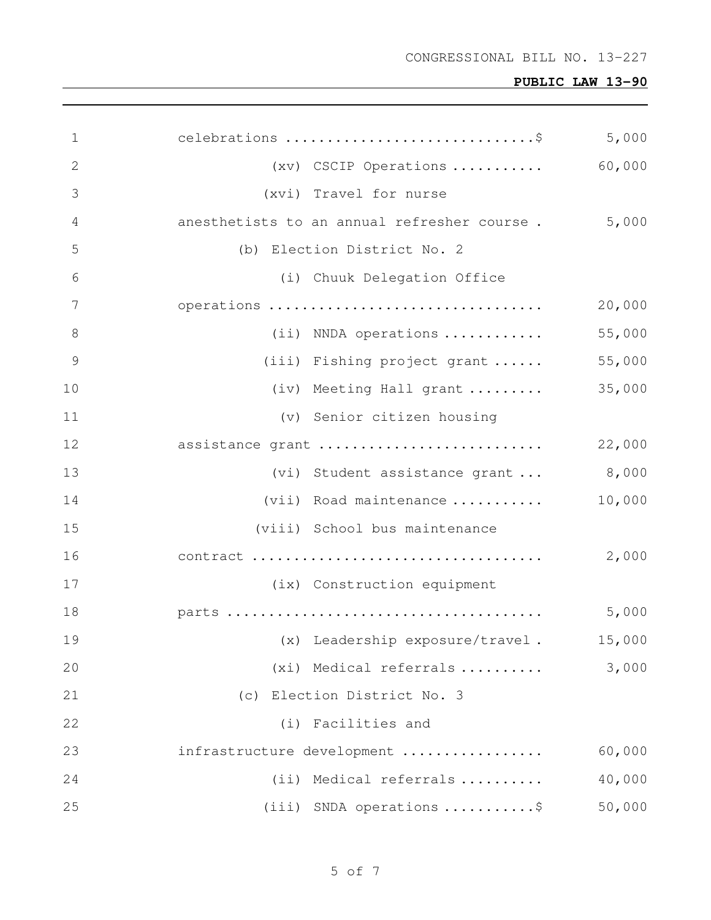celebrations .............................$ 5,000

(xv) CSCIP Operations ........... 60,000

(xvi) Travel for nurse anesthetists to an annual refresher course . 5,000

(b) Election District No. 2

(i) Chuuk Delegation Office operations ................................ 20,000

(ii) NNDA operations ............ 55,000

(iii) Fishing project grant ...... 55,000

(iv) Meeting Hall grant ......... 35,000

(v) Senior citizen housing assistance grant .......................... 22,000

(vi) Student assistance grant ... 8,000

(vii) Road maintenance ........... 10,000

(viii) School bus maintenance contract .................................. 2,000

(ix) Construction equipment parts ..................................... 5,000

(x) Leadership exposure/travel . 15,000

(xi) Medical referrals .......... 3,000

(c) Election District No. 3

(i) Facilities and infrastructure development ................ 60,000

(ii) Medical referrals .......... 40,000

(iii) SNDA operations ...........$ 50,000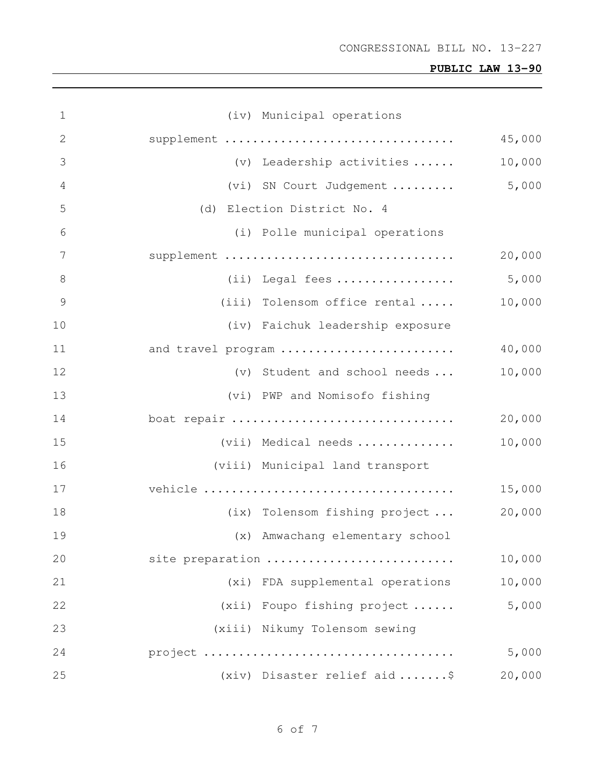| | |
|---|---|
| (iv) Municipal operations supplement | 45,000 |
| (v) Leadership activities | 10,000 |
| (vi) SN Court Judgement | 5,000 |
| (d) Election District No. 4 | |
| (i) Polle municipal operations supplement | 20,000 |
| (ii) Legal fees | 5,000 |
| (iii) Tolensom office rental | 10,000 |
| (iv) Faichuk leadership exposure and travel program | 40,000 |
| (v) Student and school needs | 10,000 |
| (vi) PWP and Nomisofo fishing boat repair | 20,000 |
| (vii) Medical needs | 10,000 |
| (viii) Municipal land transport vehicle | 15,000 |
| (ix) Tolensom fishing project | 20,000 |
| (x) Amwachang elementary school site preparation | 10,000 |
| (xi) FDA supplemental operations | 10,000 |
| (xii) Foupo fishing project | 5,000 |
| (xiii) Nikumy Tolensom sewing project | 5,000 |
| (xiv) Disaster relief aid $ | 20,000 |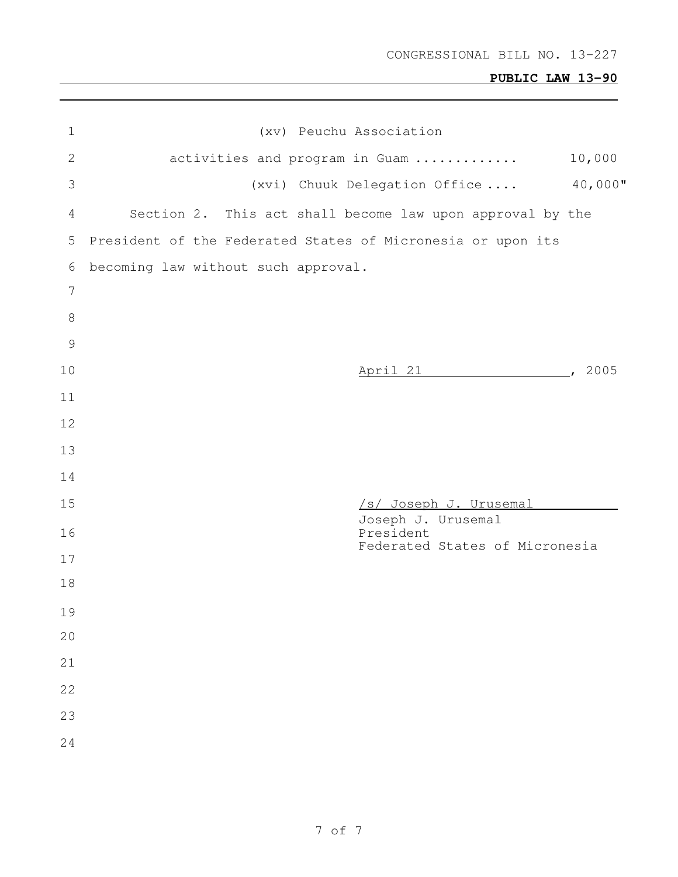CONGRESSIONAL BILL NO. 13-227

**PUBLIC LAW 13-90**

(xv) Peuchu Association activities and program in Guam ............. 10,000

(xvi) Chuuk Delegation Office .... 40,000"

Section 2. This act shall become law upon approval by the President of the Federated States of Micronesia or upon its becoming law without such approval.

April 21, 2005

/s/ Joseph J. Urusemal
Joseph J. Urusemal
President
Federated States of Micronesia